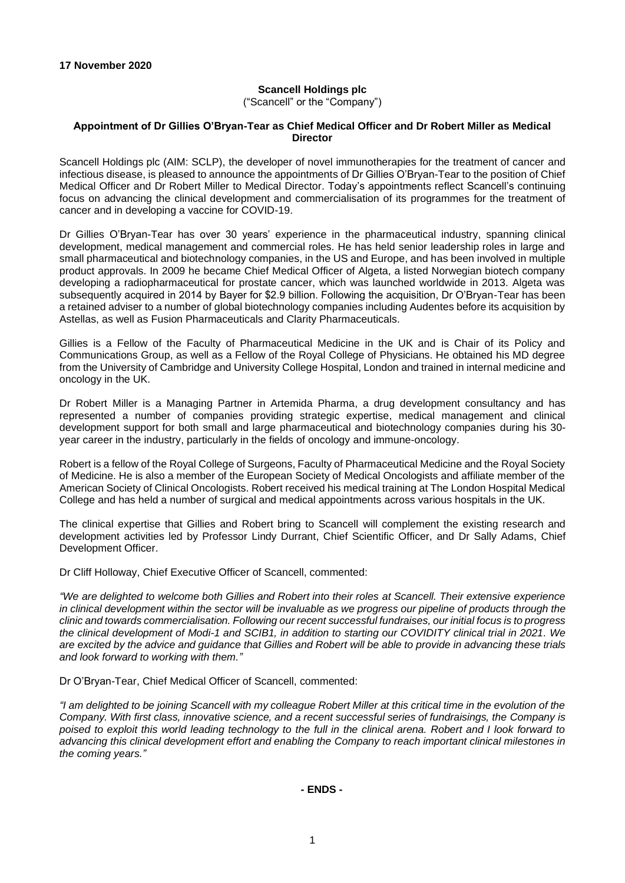**17 November 2020**

**Scancell Holdings plc**

("Scancell" or the "Company")

**Appointment of Dr Gillies O'Bryan-Tear as Chief Medical Officer and Dr Robert Miller as Medical Director**

Scancell Holdings plc (AIM: SCLP), the developer of novel immunotherapies for the treatment of cancer and infectious disease, is pleased to announce the appointments of Dr Gillies O'Bryan-Tear to the position of Chief Medical Officer and Dr Robert Miller to Medical Director. Today's appointments reflect Scancell's continuing focus on advancing the clinical development and commercialisation of its programmes for the treatment of cancer and in developing a vaccine for COVID-19.

Dr Gillies O'Bryan-Tear has over 30 years' experience in the pharmaceutical industry, spanning clinical development, medical management and commercial roles. He has held senior leadership roles in large and small pharmaceutical and biotechnology companies, in the US and Europe, and has been involved in multiple product approvals. In 2009 he became Chief Medical Officer of Algeta, a listed Norwegian biotech company developing a radiopharmaceutical for prostate cancer, which was launched worldwide in 2013. Algeta was subsequently acquired in 2014 by Bayer for $2.9 billion. Following the acquisition, Dr O'Bryan-Tear has been a retained adviser to a number of global biotechnology companies including Audentes before its acquisition by Astellas, as well as Fusion Pharmaceuticals and Clarity Pharmaceuticals.

Gillies is a Fellow of the Faculty of Pharmaceutical Medicine in the UK and is Chair of its Policy and Communications Group, as well as a Fellow of the Royal College of Physicians. He obtained his MD degree from the University of Cambridge and University College Hospital, London and trained in internal medicine and oncology in the UK.

Dr Robert Miller is a Managing Partner in Artemida Pharma, a drug development consultancy and has represented a number of companies providing strategic expertise, medical management and clinical development support for both small and large pharmaceutical and biotechnology companies during his 30-year career in the industry, particularly in the fields of oncology and immune-oncology.

Robert is a fellow of the Royal College of Surgeons, Faculty of Pharmaceutical Medicine and the Royal Society of Medicine. He is also a member of the European Society of Medical Oncologists and affiliate member of the American Society of Clinical Oncologists. Robert received his medical training at The London Hospital Medical College and has held a number of surgical and medical appointments across various hospitals in the UK.

The clinical expertise that Gillies and Robert bring to Scancell will complement the existing research and development activities led by Professor Lindy Durrant, Chief Scientific Officer, and Dr Sally Adams, Chief Development Officer.

Dr Cliff Holloway, Chief Executive Officer of Scancell, commented:

*"We are delighted to welcome both Gillies and Robert into their roles at Scancell. Their extensive experience in clinical development within the sector will be invaluable as we progress our pipeline of products through the clinic and towards commercialisation. Following our recent successful fundraises, our initial focus is to progress the clinical development of Modi-1 and SCIB1, in addition to starting our COVIDITY clinical trial in 2021. We are excited by the advice and guidance that Gillies and Robert will be able to provide in advancing these trials and look forward to working with them."*

Dr O'Bryan-Tear, Chief Medical Officer of Scancell, commented:

*"I am delighted to be joining Scancell with my colleague Robert Miller at this critical time in the evolution of the Company. With first class, innovative science, and a recent successful series of fundraisings, the Company is poised to exploit this world leading technology to the full in the clinical arena. Robert and I look forward to advancing this clinical development effort and enabling the Company to reach important clinical milestones in the coming years."*

**- ENDS -**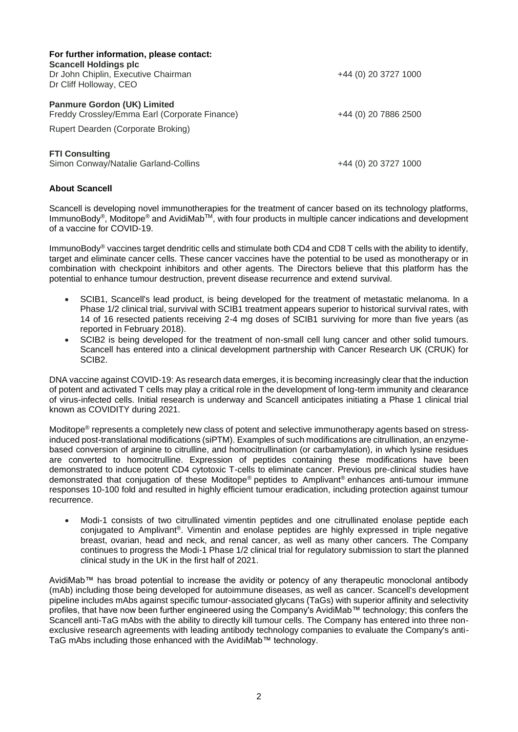**For further information, please contact:**

**Scancell Holdings plc**
Dr John Chiplin, Executive Chairman +44 (0) 20 3727 1000
Dr Cliff Holloway, CEO

**Panmure Gordon (UK) Limited**
Freddy Crossley/Emma Earl (Corporate Finance) +44 (0) 20 7886 2500
Rupert Dearden (Corporate Broking)

**FTI Consulting**
Simon Conway/Natalie Garland-Collins +44 (0) 20 3727 1000

**About Scancell**

Scancell is developing novel immunotherapies for the treatment of cancer based on its technology platforms, ImmunoBody®, Moditope® and AvidiMab™, with four products in multiple cancer indications and development of a vaccine for COVID-19.

ImmunoBody® vaccines target dendritic cells and stimulate both CD4 and CD8 T cells with the ability to identify, target and eliminate cancer cells. These cancer vaccines have the potential to be used as monotherapy or in combination with checkpoint inhibitors and other agents. The Directors believe that this platform has the potential to enhance tumour destruction, prevent disease recurrence and extend survival.

- SCIB1, Scancell's lead product, is being developed for the treatment of metastatic melanoma. In a Phase 1/2 clinical trial, survival with SCIB1 treatment appears superior to historical survival rates, with 14 of 16 resected patients receiving 2-4 mg doses of SCIB1 surviving for more than five years (as reported in February 2018).
- SCIB2 is being developed for the treatment of non-small cell lung cancer and other solid tumours. Scancell has entered into a clinical development partnership with Cancer Research UK (CRUK) for SCIB2.

DNA vaccine against COVID-19: As research data emerges, it is becoming increasingly clear that the induction of potent and activated T cells may play a critical role in the development of long-term immunity and clearance of virus-infected cells. Initial research is underway and Scancell anticipates initiating a Phase 1 clinical trial known as COVIDITY during 2021.

Moditope® represents a completely new class of potent and selective immunotherapy agents based on stress-induced post-translational modifications (siPTM). Examples of such modifications are citrullination, an enzyme-based conversion of arginine to citrulline, and homocitrullination (or carbamylation), in which lysine residues are converted to homocitrulline. Expression of peptides containing these modifications have been demonstrated to induce potent CD4 cytotoxic T-cells to eliminate cancer. Previous pre-clinical studies have demonstrated that conjugation of these Moditope® peptides to Amplivant® enhances anti-tumour immune responses 10-100 fold and resulted in highly efficient tumour eradication, including protection against tumour recurrence.

- Modi-1 consists of two citrullinated vimentin peptides and one citrullinated enolase peptide each conjugated to Amplivant®. Vimentin and enolase peptides are highly expressed in triple negative breast, ovarian, head and neck, and renal cancer, as well as many other cancers. The Company continues to progress the Modi-1 Phase 1/2 clinical trial for regulatory submission to start the planned clinical study in the UK in the first half of 2021.

AvidiMab™ has broad potential to increase the avidity or potency of any therapeutic monoclonal antibody (mAb) including those being developed for autoimmune diseases, as well as cancer. Scancell's development pipeline includes mAbs against specific tumour-associated glycans (TaGs) with superior affinity and selectivity profiles, that have now been further engineered using the Company's AvidiMab™ technology; this confers the Scancell anti-TaG mAbs with the ability to directly kill tumour cells. The Company has entered into three non-exclusive research agreements with leading antibody technology companies to evaluate the Company's anti-TaG mAbs including those enhanced with the AvidiMab™ technology.